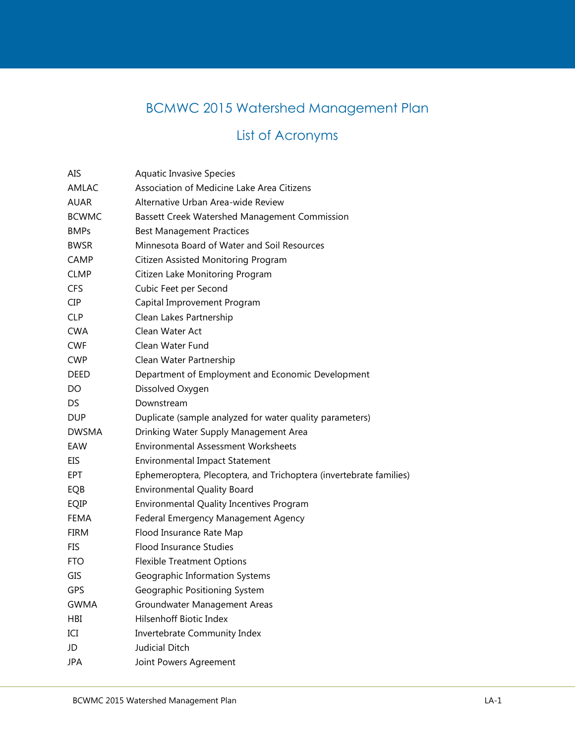# BCMWC 2015 Watershed Management Plan

## List of Acronyms

| | |
|---|---|
| AIS | Aquatic Invasive Species |
| AMLAC | Association of Medicine Lake Area Citizens |
| AUAR | Alternative Urban Area-wide Review |
| BCWMC | Bassett Creek Watershed Management Commission |
| BMPs | Best Management Practices |
| BWSR | Minnesota Board of Water and Soil Resources |
| CAMP | Citizen Assisted Monitoring Program |
| CLMP | Citizen Lake Monitoring Program |
| CFS | Cubic Feet per Second |
| CIP | Capital Improvement Program |
| CLP | Clean Lakes Partnership |
| CWA | Clean Water Act |
| CWF | Clean Water Fund |
| CWP | Clean Water Partnership |
| DEED | Department of Employment and Economic Development |
| DO | Dissolved Oxygen |
| DS | Downstream |
| DUP | Duplicate (sample analyzed for water quality parameters) |
| DWSMA | Drinking Water Supply Management Area |
| EAW | Environmental Assessment Worksheets |
| EIS | Environmental Impact Statement |
| EPT | Ephemeroptera, Plecoptera, and Trichoptera (invertebrate families) |
| EQB | Environmental Quality Board |
| EQIP | Environmental Quality Incentives Program |
| FEMA | Federal Emergency Management Agency |
| FIRM | Flood Insurance Rate Map |
| FIS | Flood Insurance Studies |
| FTO | Flexible Treatment Options |
| GIS | Geographic Information Systems |
| GPS | Geographic Positioning System |
| GWMA | Groundwater Management Areas |
| HBI | Hilsenhoff Biotic Index |
| ICI | Invertebrate Community Index |
| JD | Judicial Ditch |
| JPA | Joint Powers Agreement |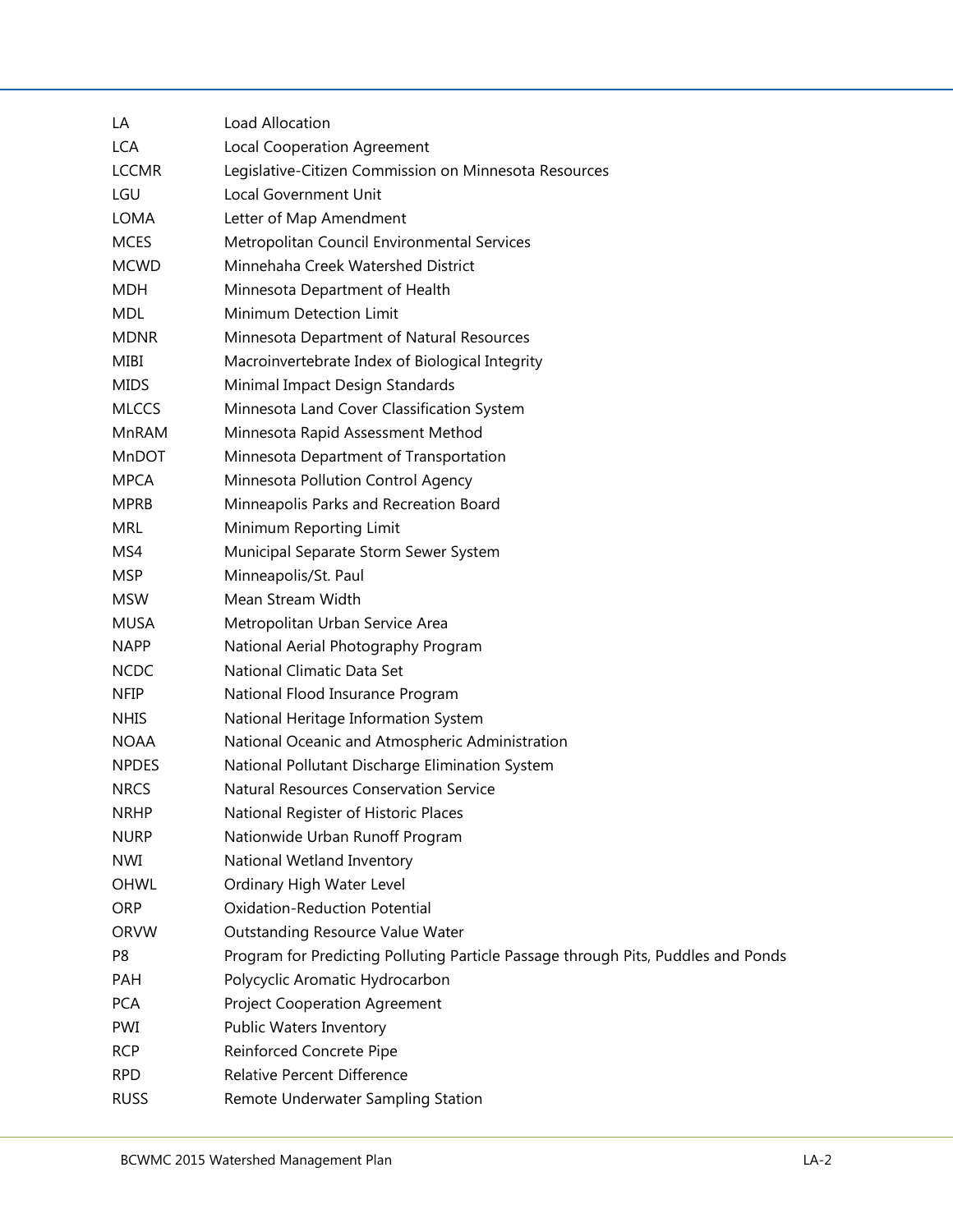| | |
|---|---|
| LA | Load Allocation |
| LCA | Local Cooperation Agreement |
| LCCMR | Legislative-Citizen Commission on Minnesota Resources |
| LGU | Local Government Unit |
| LOMA | Letter of Map Amendment |
| MCES | Metropolitan Council Environmental Services |
| MCWD | Minnehaha Creek Watershed District |
| MDH | Minnesota Department of Health |
| MDL | Minimum Detection Limit |
| MDNR | Minnesota Department of Natural Resources |
| MIBI | Macroinvertebrate Index of Biological Integrity |
| MIDS | Minimal Impact Design Standards |
| MLCCS | Minnesota Land Cover Classification System |
| MnRAM | Minnesota Rapid Assessment Method |
| MnDOT | Minnesota Department of Transportation |
| MPCA | Minnesota Pollution Control Agency |
| MPRB | Minneapolis Parks and Recreation Board |
| MRL | Minimum Reporting Limit |
| MS4 | Municipal Separate Storm Sewer System |
| MSP | Minneapolis/St. Paul |
| MSW | Mean Stream Width |
| MUSA | Metropolitan Urban Service Area |
| NAPP | National Aerial Photography Program |
| NCDC | National Climatic Data Set |
| NFIP | National Flood Insurance Program |
| NHIS | National Heritage Information System |
| NOAA | National Oceanic and Atmospheric Administration |
| NPDES | National Pollutant Discharge Elimination System |
| NRCS | Natural Resources Conservation Service |
| NRHP | National Register of Historic Places |
| NURP | Nationwide Urban Runoff Program |
| NWI | National Wetland Inventory |
| OHWL | Ordinary High Water Level |
| ORP | Oxidation-Reduction Potential |
| ORVW | Outstanding Resource Value Water |
| P8 | Program for Predicting Polluting Particle Passage through Pits, Puddles and Ponds |
| PAH | Polycyclic Aromatic Hydrocarbon |
| PCA | Project Cooperation Agreement |
| PWI | Public Waters Inventory |
| RCP | Reinforced Concrete Pipe |
| RPD | Relative Percent Difference |
| RUSS | Remote Underwater Sampling Station |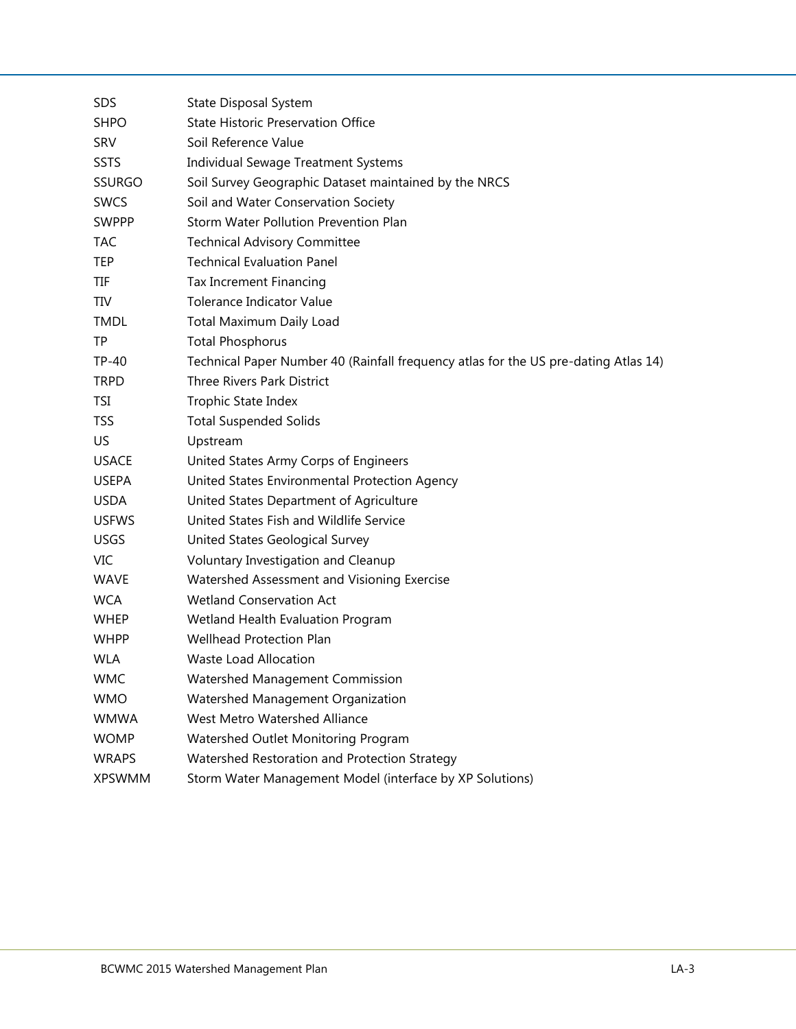| | |
|---|---|
| SDS | State Disposal System |
| SHPO | State Historic Preservation Office |
| SRV | Soil Reference Value |
| SSTS | Individual Sewage Treatment Systems |
| SSURGO | Soil Survey Geographic Dataset maintained by the NRCS |
| SWCS | Soil and Water Conservation Society |
| SWPPP | Storm Water Pollution Prevention Plan |
| TAC | Technical Advisory Committee |
| TEP | Technical Evaluation Panel |
| TIF | Tax Increment Financing |
| TIV | Tolerance Indicator Value |
| TMDL | Total Maximum Daily Load |
| TP | Total Phosphorus |
| TP-40 | Technical Paper Number 40 (Rainfall frequency atlas for the US pre-dating Atlas 14) |
| TRPD | Three Rivers Park District |
| TSI | Trophic State Index |
| TSS | Total Suspended Solids |
| US | Upstream |
| USACE | United States Army Corps of Engineers |
| USEPA | United States Environmental Protection Agency |
| USDA | United States Department of Agriculture |
| USFWS | United States Fish and Wildlife Service |
| USGS | United States Geological Survey |
| VIC | Voluntary Investigation and Cleanup |
| WAVE | Watershed Assessment and Visioning Exercise |
| WCA | Wetland Conservation Act |
| WHEP | Wetland Health Evaluation Program |
| WHPP | Wellhead Protection Plan |
| WLA | Waste Load Allocation |
| WMC | Watershed Management Commission |
| WMO | Watershed Management Organization |
| WMWA | West Metro Watershed Alliance |
| WOMP | Watershed Outlet Monitoring Program |
| WRAPS | Watershed Restoration and Protection Strategy |
| XPSWMM | Storm Water Management Model (interface by XP Solutions) |